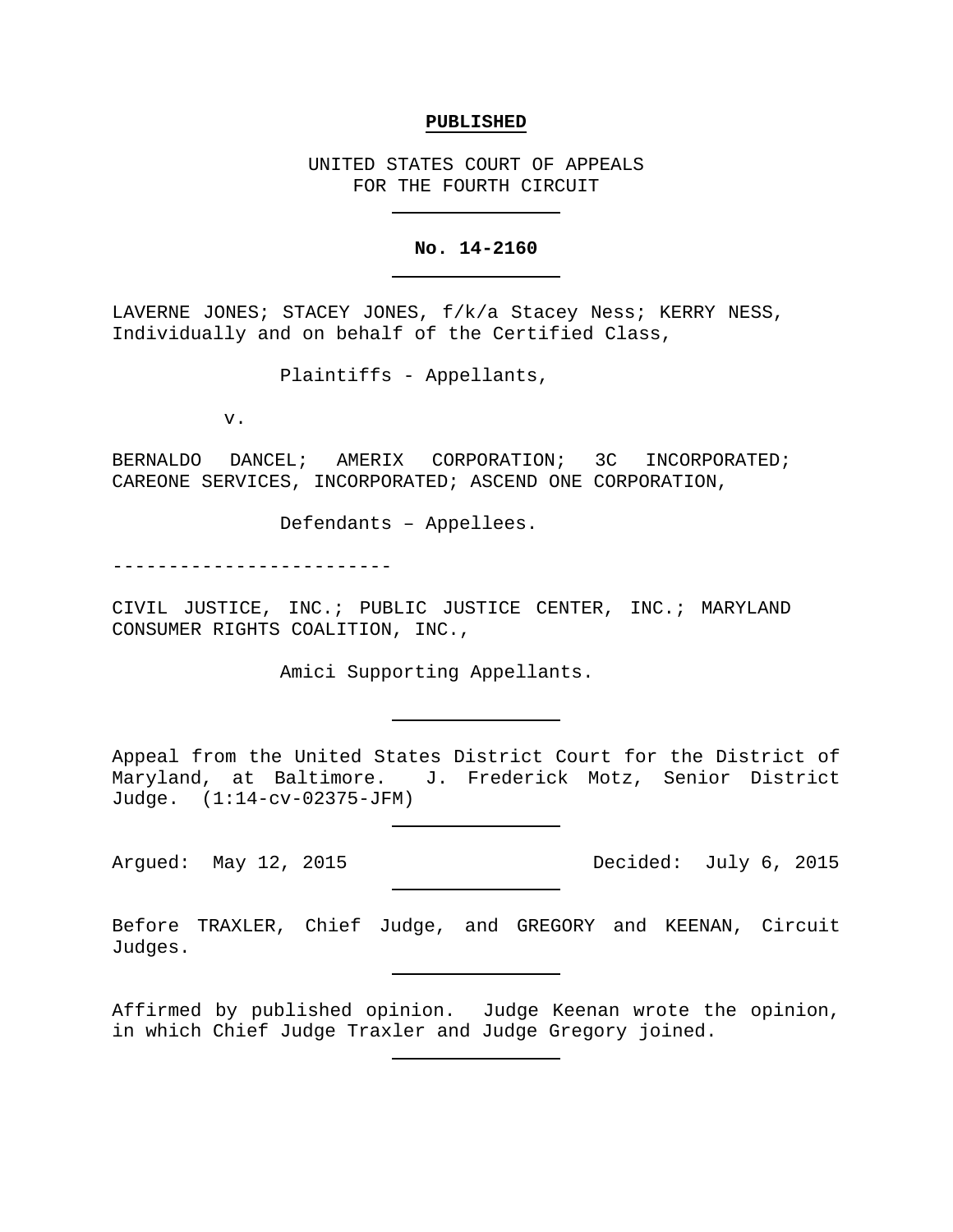**PUBLISHED**

UNITED STATES COURT OF APPEALS
FOR THE FOURTH CIRCUIT

---

**No. 14-2160**

---

LAVERNE JONES; STACEY JONES, f/k/a Stacey Ness; KERRY NESS, Individually and on behalf of the Certified Class,

Plaintiffs - Appellants,

v.

BERNALDO DANCEL; AMERIX CORPORATION; 3C INCORPORATED; CAREONE SERVICES, INCORPORATED; ASCEND ONE CORPORATION,

Defendants – Appellees.

-------------------------

CIVIL JUSTICE, INC.; PUBLIC JUSTICE CENTER, INC.; MARYLAND CONSUMER RIGHTS COALITION, INC.,

Amici Supporting Appellants.

---

Appeal from the United States District Court for the District of Maryland, at Baltimore. J. Frederick Motz, Senior District Judge. (1:14-cv-02375-JFM)

---

Argued: May 12, 2015 Decided: July 6, 2015

---

Before TRAXLER, Chief Judge, and GREGORY and KEENAN, Circuit Judges.

---

Affirmed by published opinion. Judge Keenan wrote the opinion, in which Chief Judge Traxler and Judge Gregory joined.

---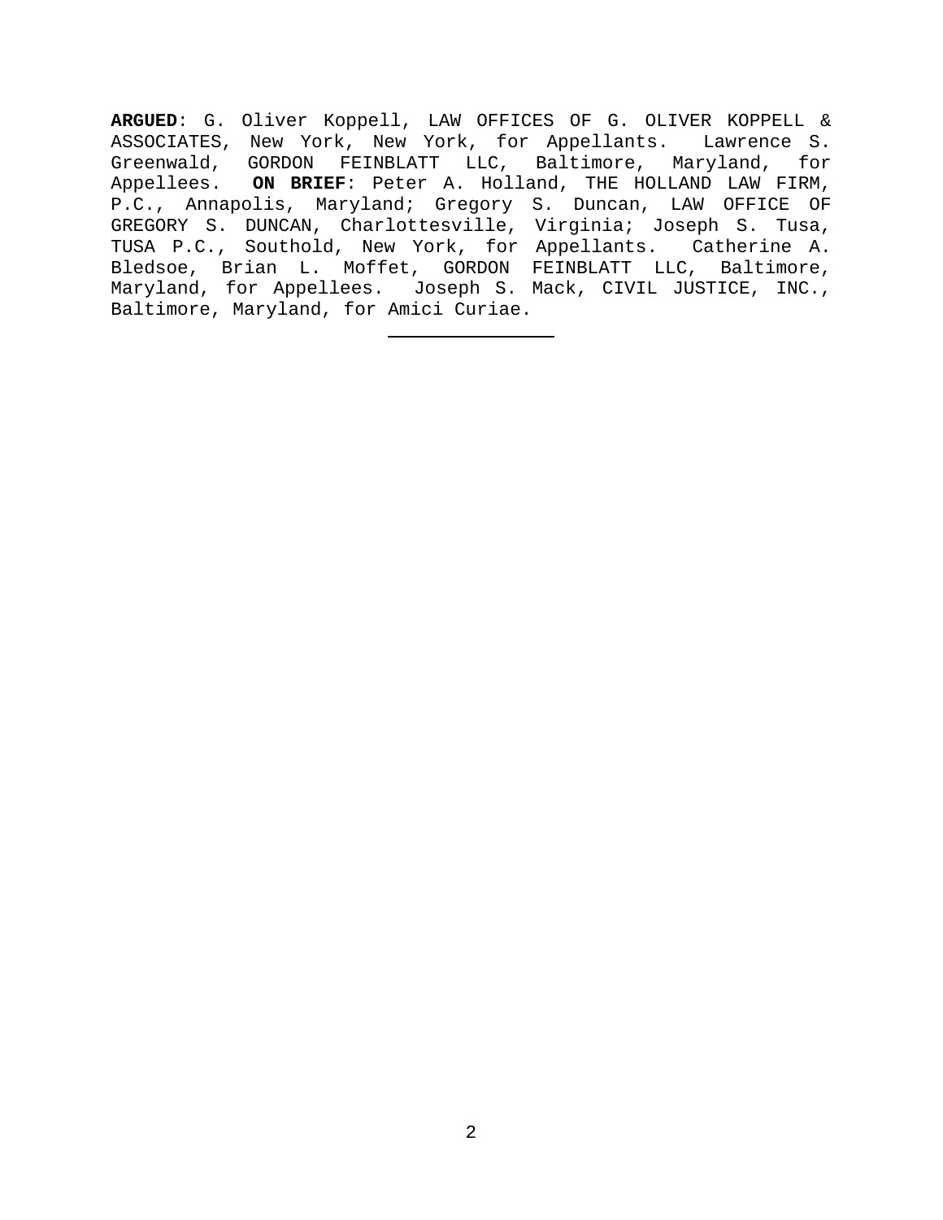**ARGUED**: G. Oliver Koppell, LAW OFFICES OF G. OLIVER KOPPELL & ASSOCIATES, New York, New York, for Appellants. Lawrence S. Greenwald, GORDON FEINBLATT LLC, Baltimore, Maryland, for Appellees. **ON BRIEF**: Peter A. Holland, THE HOLLAND LAW FIRM, P.C., Annapolis, Maryland; Gregory S. Duncan, LAW OFFICE OF GREGORY S. DUNCAN, Charlottesville, Virginia; Joseph S. Tusa, TUSA P.C., Southold, New York, for Appellants. Catherine A. Bledsoe, Brian L. Moffet, GORDON FEINBLATT LLC, Baltimore, Maryland, for Appellees. Joseph S. Mack, CIVIL JUSTICE, INC., Baltimore, Maryland, for Amici Curiae.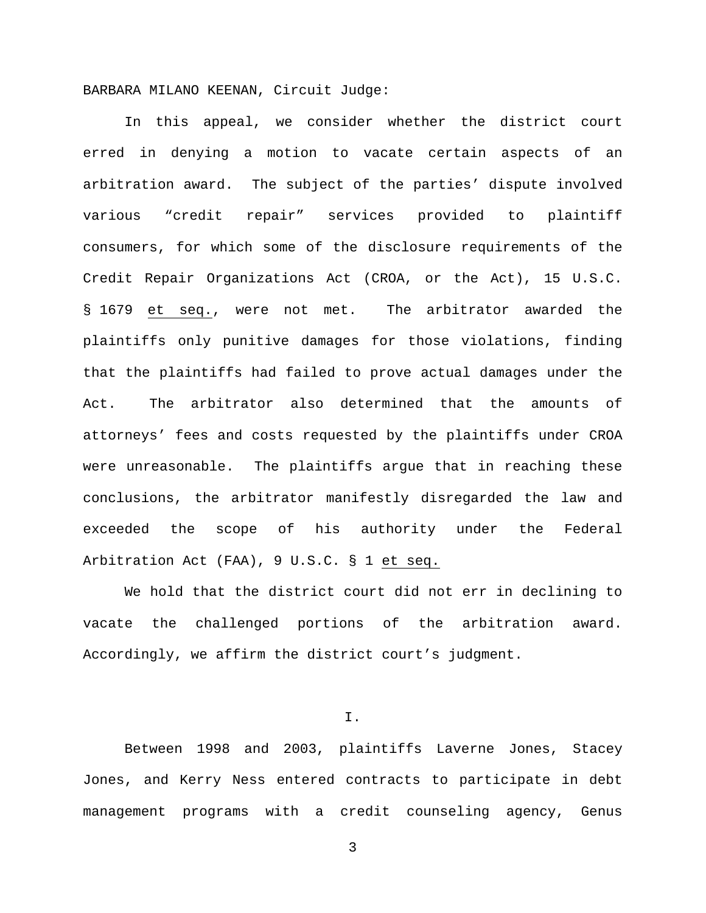BARBARA MILANO KEENAN, Circuit Judge:

In this appeal, we consider whether the district court erred in denying a motion to vacate certain aspects of an arbitration award. The subject of the parties' dispute involved various "credit repair" services provided to plaintiff consumers, for which some of the disclosure requirements of the Credit Repair Organizations Act (CROA, or the Act), 15 U.S.C. § 1679 et seq., were not met. The arbitrator awarded the plaintiffs only punitive damages for those violations, finding that the plaintiffs had failed to prove actual damages under the Act. The arbitrator also determined that the amounts of attorneys' fees and costs requested by the plaintiffs under CROA were unreasonable. The plaintiffs argue that in reaching these conclusions, the arbitrator manifestly disregarded the law and exceeded the scope of his authority under the Federal Arbitration Act (FAA), 9 U.S.C. § 1 et seq.

We hold that the district court did not err in declining to vacate the challenged portions of the arbitration award. Accordingly, we affirm the district court's judgment.

## I.

Between 1998 and 2003, plaintiffs Laverne Jones, Stacey Jones, and Kerry Ness entered contracts to participate in debt management programs with a credit counseling agency, Genus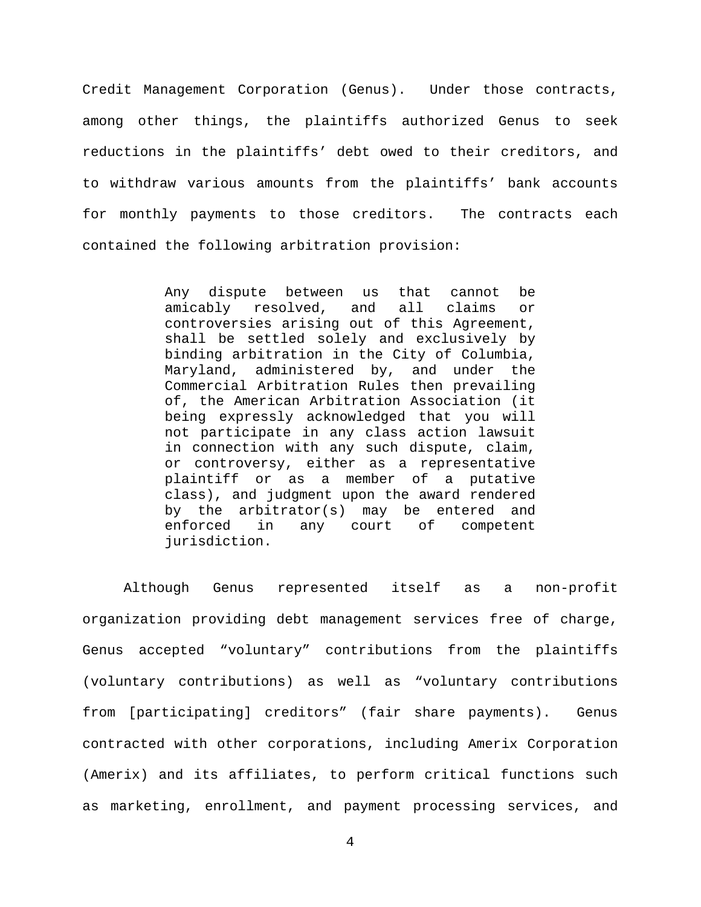Credit Management Corporation (Genus). Under those contracts, among other things, the plaintiffs authorized Genus to seek reductions in the plaintiffs' debt owed to their creditors, and to withdraw various amounts from the plaintiffs' bank accounts for monthly payments to those creditors. The contracts each contained the following arbitration provision:

> Any dispute between us that cannot be amicably resolved, and all claims or controversies arising out of this Agreement, shall be settled solely and exclusively by binding arbitration in the City of Columbia, Maryland, administered by, and under the Commercial Arbitration Rules then prevailing of, the American Arbitration Association (it being expressly acknowledged that you will not participate in any class action lawsuit in connection with any such dispute, claim, or controversy, either as a representative plaintiff or as a member of a putative class), and judgment upon the award rendered by the arbitrator(s) may be entered and enforced in any court of competent jurisdiction.

Although Genus represented itself as a non-profit organization providing debt management services free of charge, Genus accepted "voluntary" contributions from the plaintiffs (voluntary contributions) as well as "voluntary contributions from [participating] creditors" (fair share payments). Genus contracted with other corporations, including Amerix Corporation (Amerix) and its affiliates, to perform critical functions such as marketing, enrollment, and payment processing services, and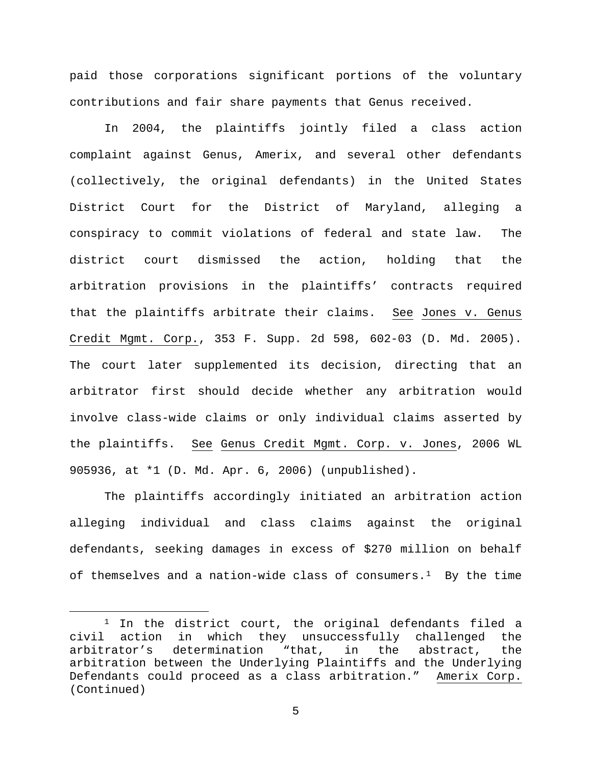paid those corporations significant portions of the voluntary contributions and fair share payments that Genus received.

In 2004, the plaintiffs jointly filed a class action complaint against Genus, Amerix, and several other defendants (collectively, the original defendants) in the United States District Court for the District of Maryland, alleging a conspiracy to commit violations of federal and state law. The district court dismissed the action, holding that the arbitration provisions in the plaintiffs' contracts required that the plaintiffs arbitrate their claims. See Jones v. Genus Credit Mgmt. Corp., 353 F. Supp. 2d 598, 602-03 (D. Md. 2005). The court later supplemented its decision, directing that an arbitrator first should decide whether any arbitration would involve class-wide claims or only individual claims asserted by the plaintiffs. See Genus Credit Mgmt. Corp. v. Jones, 2006 WL 905936, at *1 (D. Md. Apr. 6, 2006) (unpublished).

The plaintiffs accordingly initiated an arbitration action alleging individual and class claims against the original defendants, seeking damages in excess of $270 million on behalf of themselves and a nation-wide class of consumers.[1] By the time

---

[1] In the district court, the original defendants filed a civil action in which they unsuccessfully challenged the arbitrator's determination "that, in the abstract, the arbitration between the Underlying Plaintiffs and the Underlying Defendants could proceed as a class arbitration." Amerix Corp. (Continued)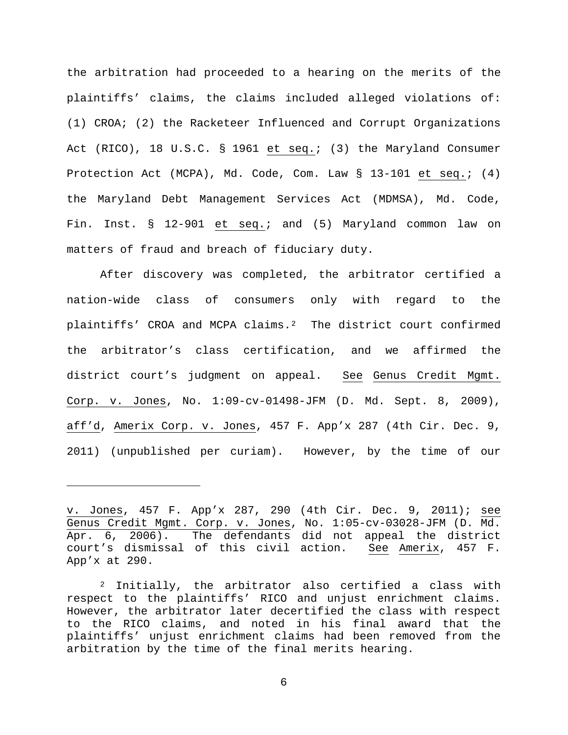the arbitration had proceeded to a hearing on the merits of the plaintiffs' claims, the claims included alleged violations of: (1) CROA; (2) the Racketeer Influenced and Corrupt Organizations Act (RICO), 18 U.S.C. § 1961 _et seq._; (3) the Maryland Consumer Protection Act (MCPA), Md. Code, Com. Law § 13-101 _et seq._; (4) the Maryland Debt Management Services Act (MDMSA), Md. Code, Fin. Inst. § 12-901 _et seq._; and (5) Maryland common law on matters of fraud and breach of fiduciary duty.

After discovery was completed, the arbitrator certified a nation-wide class of consumers only with regard to the plaintiffs' CROA and MCPA claims.[2] The district court confirmed the arbitrator's class certification, and we affirmed the district court's judgment on appeal. _See_ _Genus Credit Mgmt. Corp. v. Jones_, No. 1:09-cv-01498-JFM (D. Md. Sept. 8, 2009), _aff'd_, _Amerix Corp. v. Jones_, 457 F. App'x 287 (4th Cir. Dec. 9, 2011) (unpublished per curiam). However, by the time of our

---

_v. Jones_, 457 F. App'x 287, 290 (4th Cir. Dec. 9, 2011); _see_ _Genus Credit Mgmt. Corp. v. Jones_, No. 1:05-cv-03028-JFM (D. Md. Apr. 6, 2006). The defendants did not appeal the district court's dismissal of this civil action. _See_ _Amerix_, 457 F. App'x at 290.

[2] Initially, the arbitrator also certified a class with respect to the plaintiffs' RICO and unjust enrichment claims. However, the arbitrator later decertified the class with respect to the RICO claims, and noted in his final award that the plaintiffs' unjust enrichment claims had been removed from the arbitration by the time of the final merits hearing.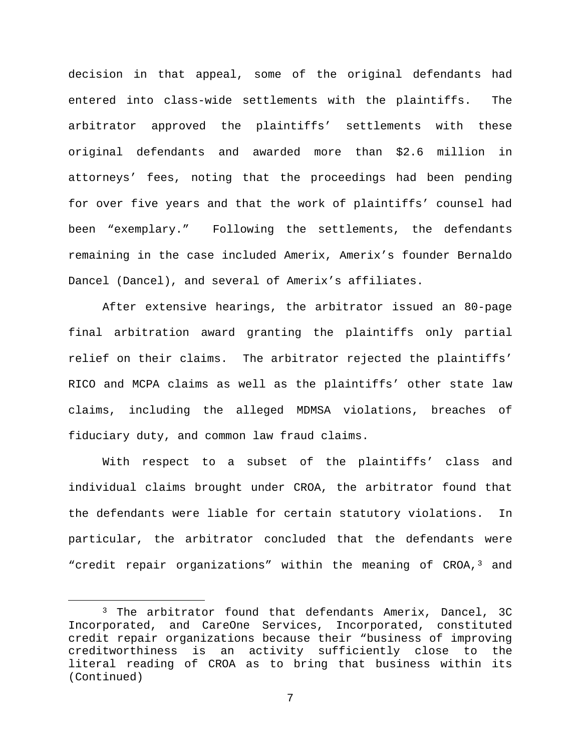decision in that appeal, some of the original defendants had entered into class-wide settlements with the plaintiffs. The arbitrator approved the plaintiffs' settlements with these original defendants and awarded more than $2.6 million in attorneys' fees, noting that the proceedings had been pending for over five years and that the work of plaintiffs' counsel had been "exemplary." Following the settlements, the defendants remaining in the case included Amerix, Amerix's founder Bernaldo Dancel (Dancel), and several of Amerix's affiliates.

After extensive hearings, the arbitrator issued an 80-page final arbitration award granting the plaintiffs only partial relief on their claims. The arbitrator rejected the plaintiffs' RICO and MCPA claims as well as the plaintiffs' other state law claims, including the alleged MDMSA violations, breaches of fiduciary duty, and common law fraud claims.

With respect to a subset of the plaintiffs' class and individual claims brought under CROA, the arbitrator found that the defendants were liable for certain statutory violations. In particular, the arbitrator concluded that the defendants were "credit repair organizations" within the meaning of CROA,[3] and

---

[3] The arbitrator found that defendants Amerix, Dancel, 3C Incorporated, and CareOne Services, Incorporated, constituted credit repair organizations because their "business of improving creditworthiness is an activity sufficiently close to the literal reading of CROA as to bring that business within its (Continued)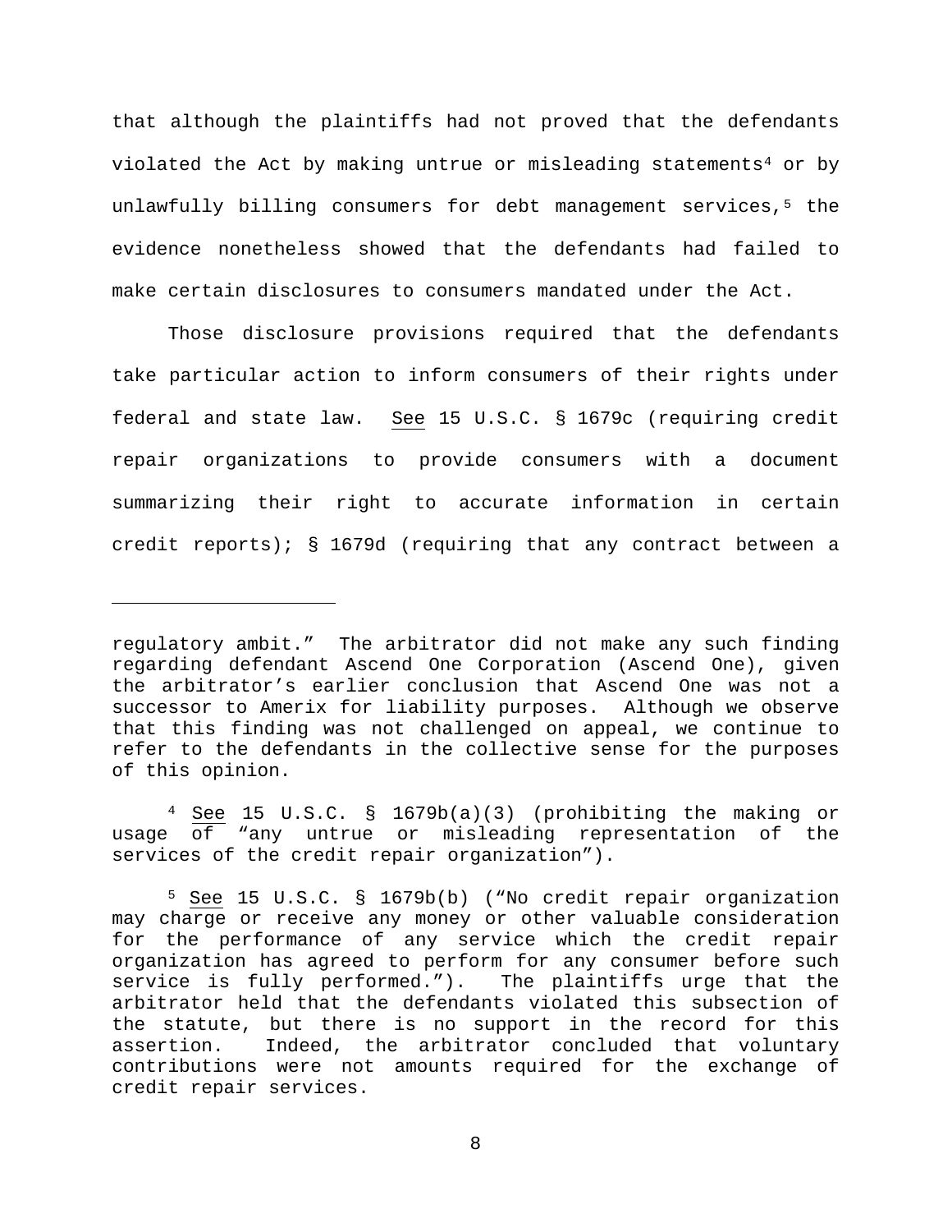that although the plaintiffs had not proved that the defendants violated the Act by making untrue or misleading statements[4] or by unlawfully billing consumers for debt management services,[5] the evidence nonetheless showed that the defendants had failed to make certain disclosures to consumers mandated under the Act.

Those disclosure provisions required that the defendants take particular action to inform consumers of their rights under federal and state law. See 15 U.S.C. § 1679c (requiring credit repair organizations to provide consumers with a document summarizing their right to accurate information in certain credit reports); § 1679d (requiring that any contract between a

---

regulatory ambit." The arbitrator did not make any such finding regarding defendant Ascend One Corporation (Ascend One), given the arbitrator's earlier conclusion that Ascend One was not a successor to Amerix for liability purposes. Although we observe that this finding was not challenged on appeal, we continue to refer to the defendants in the collective sense for the purposes of this opinion.

[4] See 15 U.S.C. § 1679b(a)(3) (prohibiting the making or usage of "any untrue or misleading representation of the services of the credit repair organization").

[5] See 15 U.S.C. § 1679b(b) ("No credit repair organization may charge or receive any money or other valuable consideration for the performance of any service which the credit repair organization has agreed to perform for any consumer before such service is fully performed."). The plaintiffs urge that the arbitrator held that the defendants violated this subsection of the statute, but there is no support in the record for this assertion. Indeed, the arbitrator concluded that voluntary contributions were not amounts required for the exchange of credit repair services.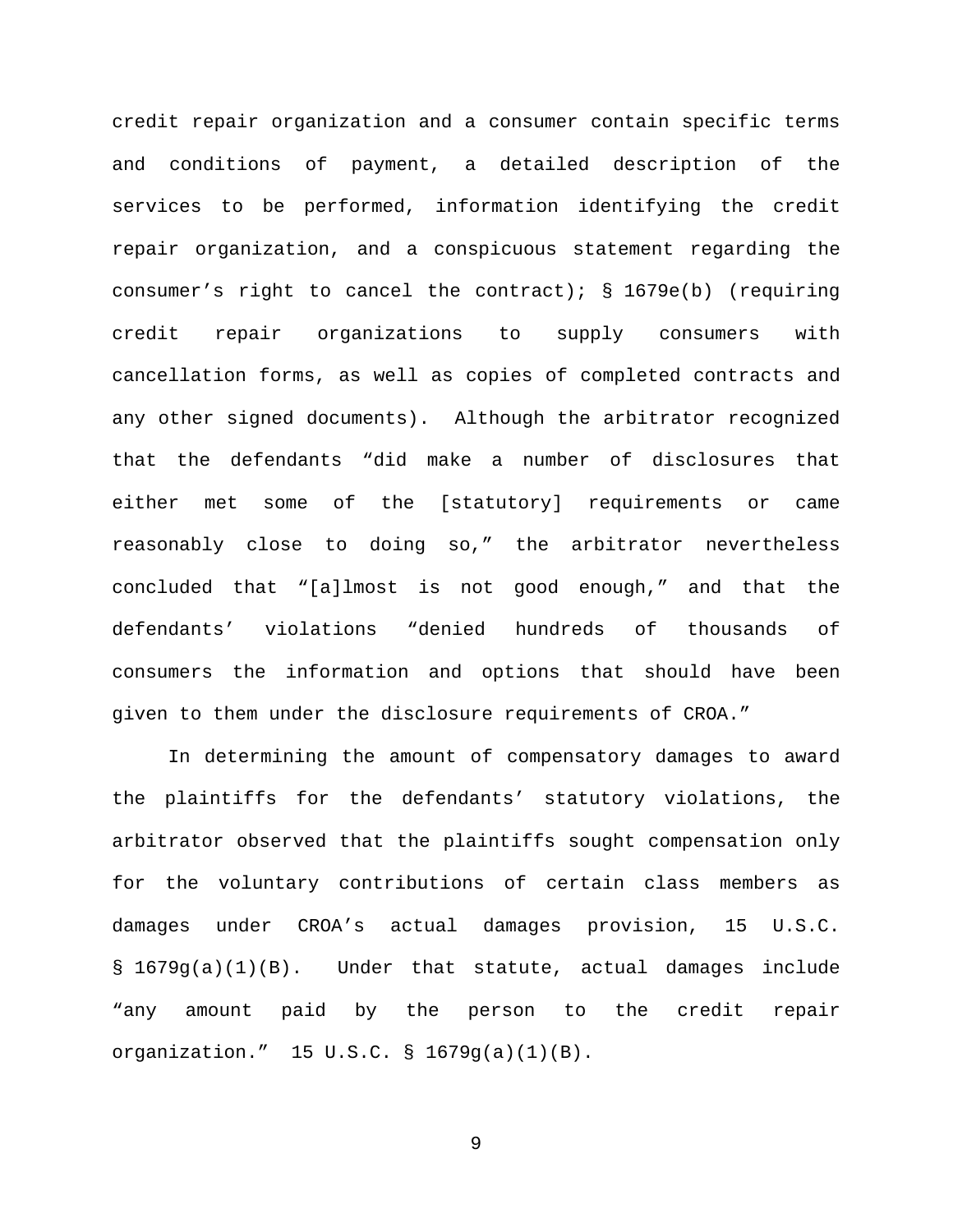credit repair organization and a consumer contain specific terms and conditions of payment, a detailed description of the services to be performed, information identifying the credit repair organization, and a conspicuous statement regarding the consumer's right to cancel the contract); § 1679e(b) (requiring credit repair organizations to supply consumers with cancellation forms, as well as copies of completed contracts and any other signed documents). Although the arbitrator recognized that the defendants "did make a number of disclosures that either met some of the [statutory] requirements or came reasonably close to doing so," the arbitrator nevertheless concluded that "[a]lmost is not good enough," and that the defendants' violations "denied hundreds of thousands of consumers the information and options that should have been given to them under the disclosure requirements of CROA."

In determining the amount of compensatory damages to award the plaintiffs for the defendants' statutory violations, the arbitrator observed that the plaintiffs sought compensation only for the voluntary contributions of certain class members as damages under CROA's actual damages provision, 15 U.S.C. § 1679g(a)(1)(B). Under that statute, actual damages include "any amount paid by the person to the credit repair organization." 15 U.S.C. § 1679g(a)(1)(B).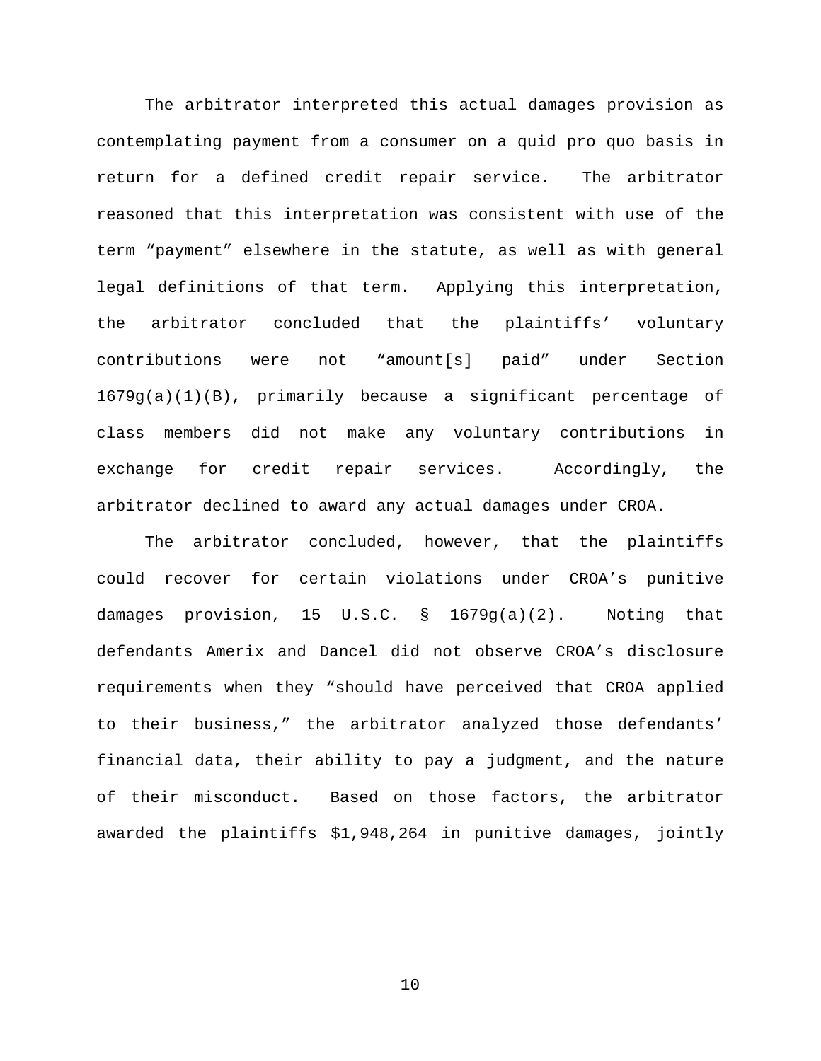The arbitrator interpreted this actual damages provision as contemplating payment from a consumer on a quid pro quo basis in return for a defined credit repair service. The arbitrator reasoned that this interpretation was consistent with use of the term "payment" elsewhere in the statute, as well as with general legal definitions of that term. Applying this interpretation, the arbitrator concluded that the plaintiffs' voluntary contributions were not "amount[s] paid" under Section 1679g(a)(1)(B), primarily because a significant percentage of class members did not make any voluntary contributions in exchange for credit repair services. Accordingly, the arbitrator declined to award any actual damages under CROA.

The arbitrator concluded, however, that the plaintiffs could recover for certain violations under CROA's punitive damages provision, 15 U.S.C. § 1679g(a)(2). Noting that defendants Amerix and Dancel did not observe CROA's disclosure requirements when they "should have perceived that CROA applied to their business," the arbitrator analyzed those defendants' financial data, their ability to pay a judgment, and the nature of their misconduct. Based on those factors, the arbitrator awarded the plaintiffs $1,948,264 in punitive damages, jointly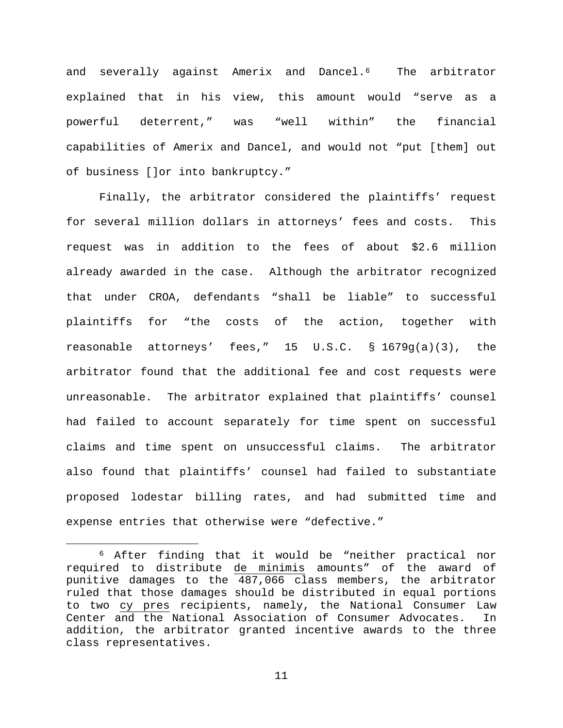and severally against Amerix and Dancel.[6] The arbitrator explained that in his view, this amount would "serve as a powerful deterrent," was "well within" the financial capabilities of Amerix and Dancel, and would not "put [them] out of business []or into bankruptcy."

Finally, the arbitrator considered the plaintiffs' request for several million dollars in attorneys' fees and costs. This request was in addition to the fees of about $2.6 million already awarded in the case. Although the arbitrator recognized that under CROA, defendants "shall be liable" to successful plaintiffs for "the costs of the action, together with reasonable attorneys' fees," 15 U.S.C. § 1679g(a)(3), the arbitrator found that the additional fee and cost requests were unreasonable. The arbitrator explained that plaintiffs' counsel had failed to account separately for time spent on successful claims and time spent on unsuccessful claims. The arbitrator also found that plaintiffs' counsel had failed to substantiate proposed lodestar billing rates, and had submitted time and expense entries that otherwise were "defective."

---

[6] After finding that it would be "neither practical nor required to distribute de minimis amounts" of the award of punitive damages to the 487,066 class members, the arbitrator ruled that those damages should be distributed in equal portions to two cy pres recipients, namely, the National Consumer Law Center and the National Association of Consumer Advocates. In addition, the arbitrator granted incentive awards to the three class representatives.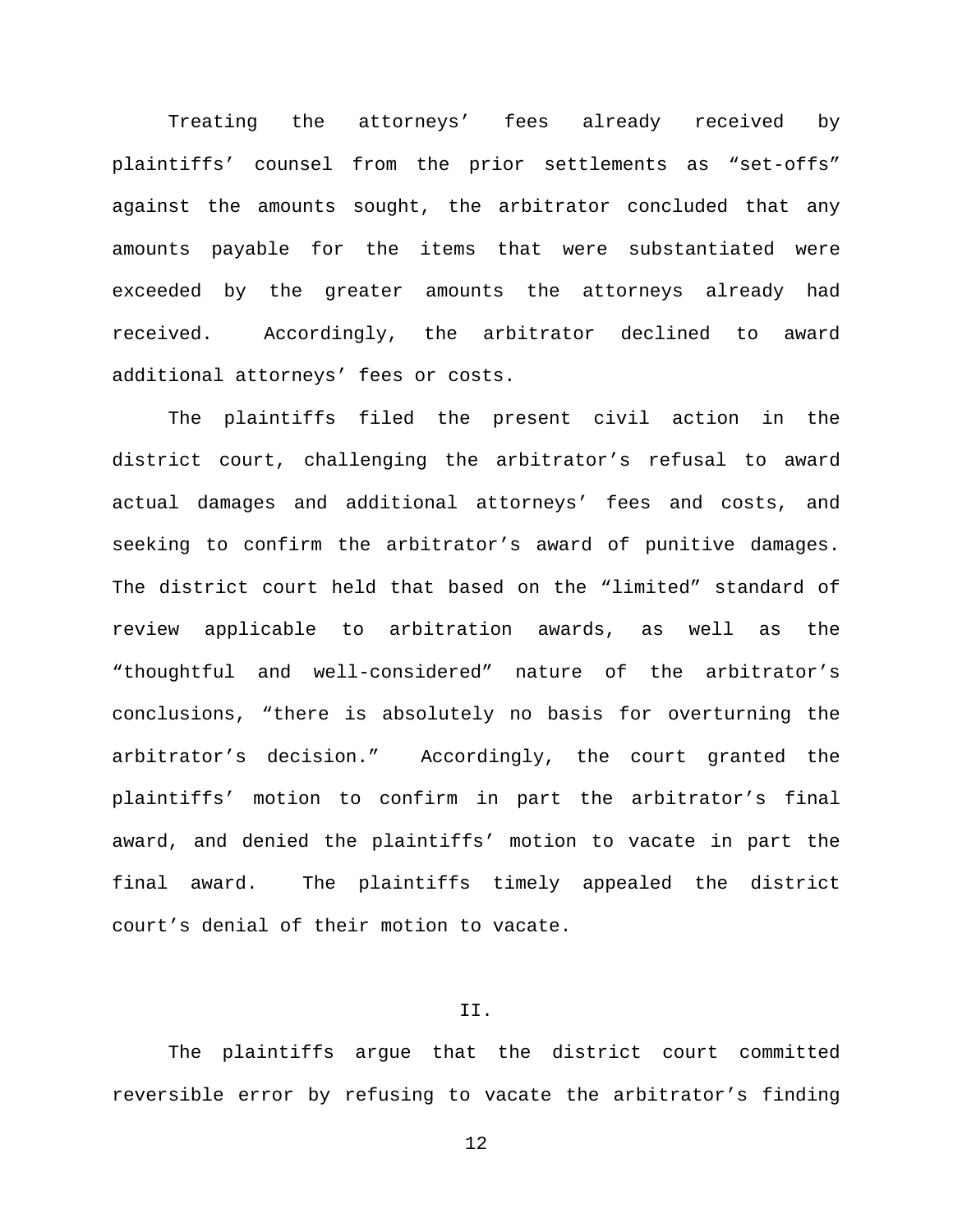Treating the attorneys' fees already received by plaintiffs' counsel from the prior settlements as "set-offs" against the amounts sought, the arbitrator concluded that any amounts payable for the items that were substantiated were exceeded by the greater amounts the attorneys already had received. Accordingly, the arbitrator declined to award additional attorneys' fees or costs.

The plaintiffs filed the present civil action in the district court, challenging the arbitrator's refusal to award actual damages and additional attorneys' fees and costs, and seeking to confirm the arbitrator's award of punitive damages. The district court held that based on the "limited" standard of review applicable to arbitration awards, as well as the "thoughtful and well-considered" nature of the arbitrator's conclusions, "there is absolutely no basis for overturning the arbitrator's decision." Accordingly, the court granted the plaintiffs' motion to confirm in part the arbitrator's final award, and denied the plaintiffs' motion to vacate in part the final award. The plaintiffs timely appealed the district court's denial of their motion to vacate.

## II.

The plaintiffs argue that the district court committed reversible error by refusing to vacate the arbitrator's finding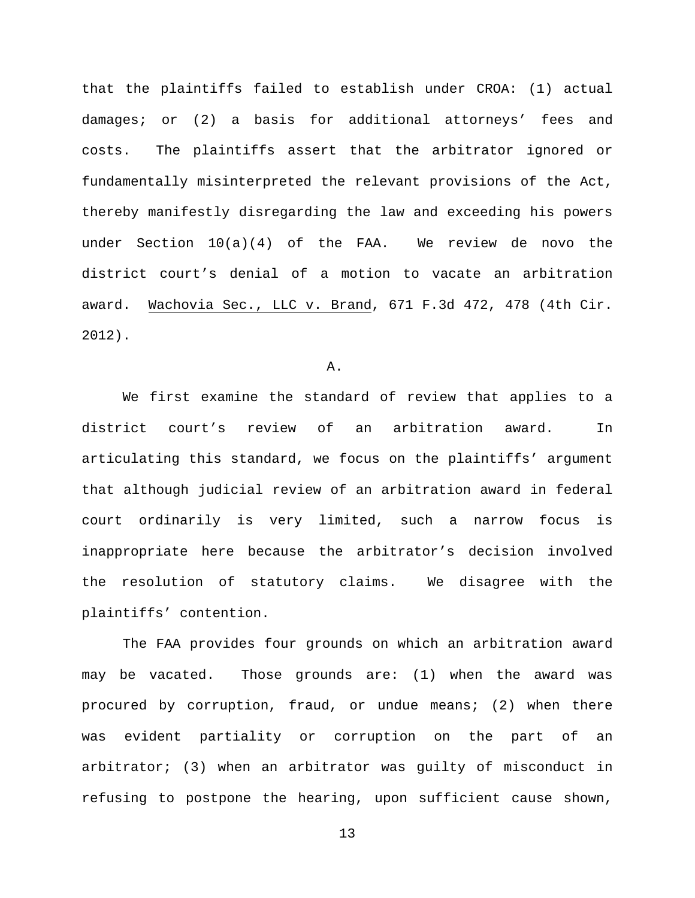that the plaintiffs failed to establish under CROA: (1) actual damages; or (2) a basis for additional attorneys' fees and costs. The plaintiffs assert that the arbitrator ignored or fundamentally misinterpreted the relevant provisions of the Act, thereby manifestly disregarding the law and exceeding his powers under Section 10(a)(4) of the FAA. We review de novo the district court's denial of a motion to vacate an arbitration award. Wachovia Sec., LLC v. Brand, 671 F.3d 472, 478 (4th Cir. 2012).

A.

We first examine the standard of review that applies to a district court's review of an arbitration award. In articulating this standard, we focus on the plaintiffs' argument that although judicial review of an arbitration award in federal court ordinarily is very limited, such a narrow focus is inappropriate here because the arbitrator's decision involved the resolution of statutory claims. We disagree with the plaintiffs' contention.

The FAA provides four grounds on which an arbitration award may be vacated. Those grounds are: (1) when the award was procured by corruption, fraud, or undue means; (2) when there was evident partiality or corruption on the part of an arbitrator; (3) when an arbitrator was guilty of misconduct in refusing to postpone the hearing, upon sufficient cause shown,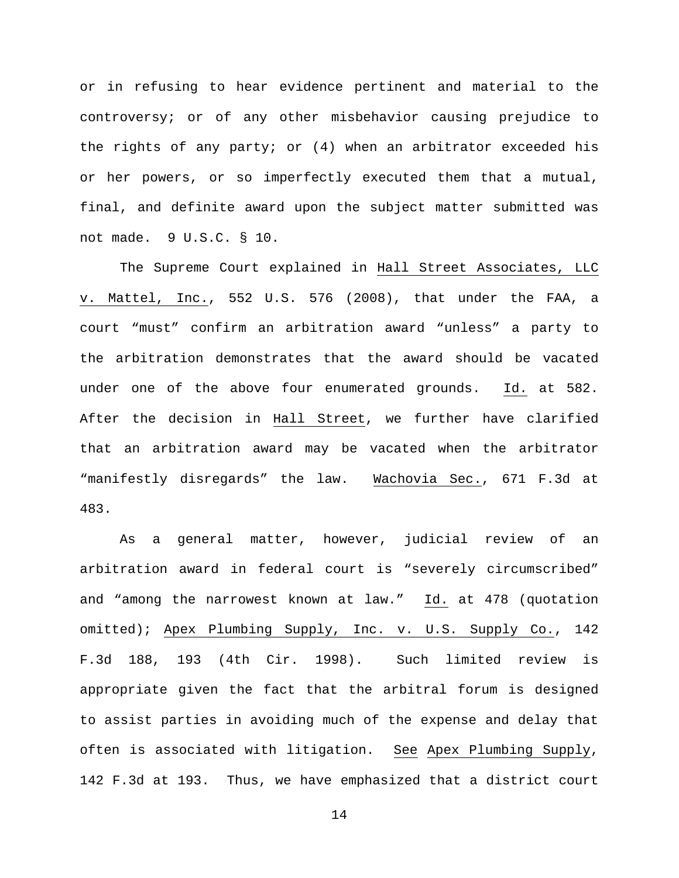or in refusing to hear evidence pertinent and material to the controversy; or of any other misbehavior causing prejudice to the rights of any party; or (4) when an arbitrator exceeded his or her powers, or so imperfectly executed them that a mutual, final, and definite award upon the subject matter submitted was not made. 9 U.S.C. § 10.

The Supreme Court explained in Hall Street Associates, LLC v. Mattel, Inc., 552 U.S. 576 (2008), that under the FAA, a court "must" confirm an arbitration award "unless" a party to the arbitration demonstrates that the award should be vacated under one of the above four enumerated grounds. Id. at 582. After the decision in Hall Street, we further have clarified that an arbitration award may be vacated when the arbitrator "manifestly disregards" the law. Wachovia Sec., 671 F.3d at 483.

As a general matter, however, judicial review of an arbitration award in federal court is "severely circumscribed" and "among the narrowest known at law." Id. at 478 (quotation omitted); Apex Plumbing Supply, Inc. v. U.S. Supply Co., 142 F.3d 188, 193 (4th Cir. 1998). Such limited review is appropriate given the fact that the arbitral forum is designed to assist parties in avoiding much of the expense and delay that often is associated with litigation. See Apex Plumbing Supply, 142 F.3d at 193. Thus, we have emphasized that a district court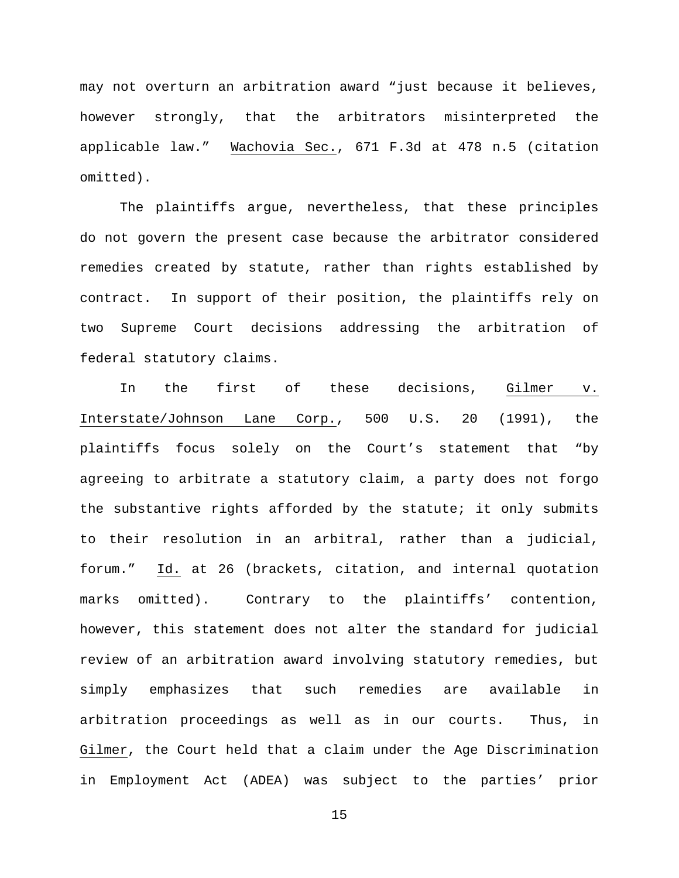may not overturn an arbitration award "just because it believes, however strongly, that the arbitrators misinterpreted the applicable law." Wachovia Sec., 671 F.3d at 478 n.5 (citation omitted).

The plaintiffs argue, nevertheless, that these principles do not govern the present case because the arbitrator considered remedies created by statute, rather than rights established by contract. In support of their position, the plaintiffs rely on two Supreme Court decisions addressing the arbitration of federal statutory claims.

In the first of these decisions, Gilmer v. Interstate/Johnson Lane Corp., 500 U.S. 20 (1991), the plaintiffs focus solely on the Court's statement that "by agreeing to arbitrate a statutory claim, a party does not forgo the substantive rights afforded by the statute; it only submits to their resolution in an arbitral, rather than a judicial, forum." Id. at 26 (brackets, citation, and internal quotation marks omitted). Contrary to the plaintiffs' contention, however, this statement does not alter the standard for judicial review of an arbitration award involving statutory remedies, but simply emphasizes that such remedies are available in arbitration proceedings as well as in our courts. Thus, in Gilmer, the Court held that a claim under the Age Discrimination in Employment Act (ADEA) was subject to the parties' prior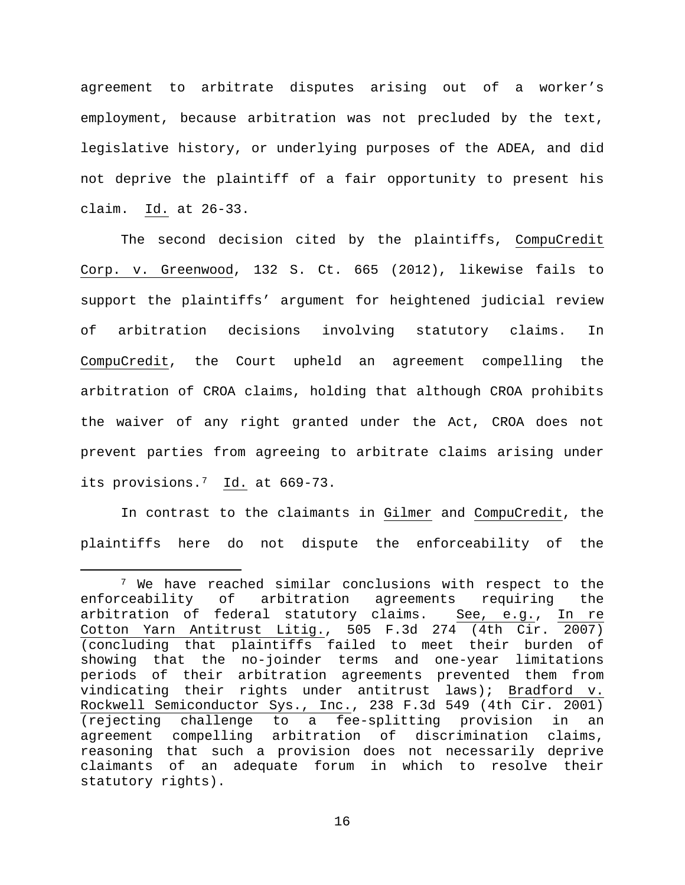agreement to arbitrate disputes arising out of a worker's employment, because arbitration was not precluded by the text, legislative history, or underlying purposes of the ADEA, and did not deprive the plaintiff of a fair opportunity to present his claim. Id. at 26-33.

The second decision cited by the plaintiffs, CompuCredit Corp. v. Greenwood, 132 S. Ct. 665 (2012), likewise fails to support the plaintiffs' argument for heightened judicial review of arbitration decisions involving statutory claims. In CompuCredit, the Court upheld an agreement compelling the arbitration of CROA claims, holding that although CROA prohibits the waiver of any right granted under the Act, CROA does not prevent parties from agreeing to arbitrate claims arising under its provisions.[7] Id. at 669-73.

In contrast to the claimants in Gilmer and CompuCredit, the plaintiffs here do not dispute the enforceability of the

---

[7] We have reached similar conclusions with respect to the enforceability of arbitration agreements requiring the arbitration of federal statutory claims. See, e.g., In re Cotton Yarn Antitrust Litig., 505 F.3d 274 (4th Cir. 2007) (concluding that plaintiffs failed to meet their burden of showing that the no-joinder terms and one-year limitations periods of their arbitration agreements prevented them from vindicating their rights under antitrust laws); Bradford v. Rockwell Semiconductor Sys., Inc., 238 F.3d 549 (4th Cir. 2001) (rejecting challenge to a fee-splitting provision in an agreement compelling arbitration of discrimination claims, reasoning that such a provision does not necessarily deprive claimants of an adequate forum in which to resolve their statutory rights).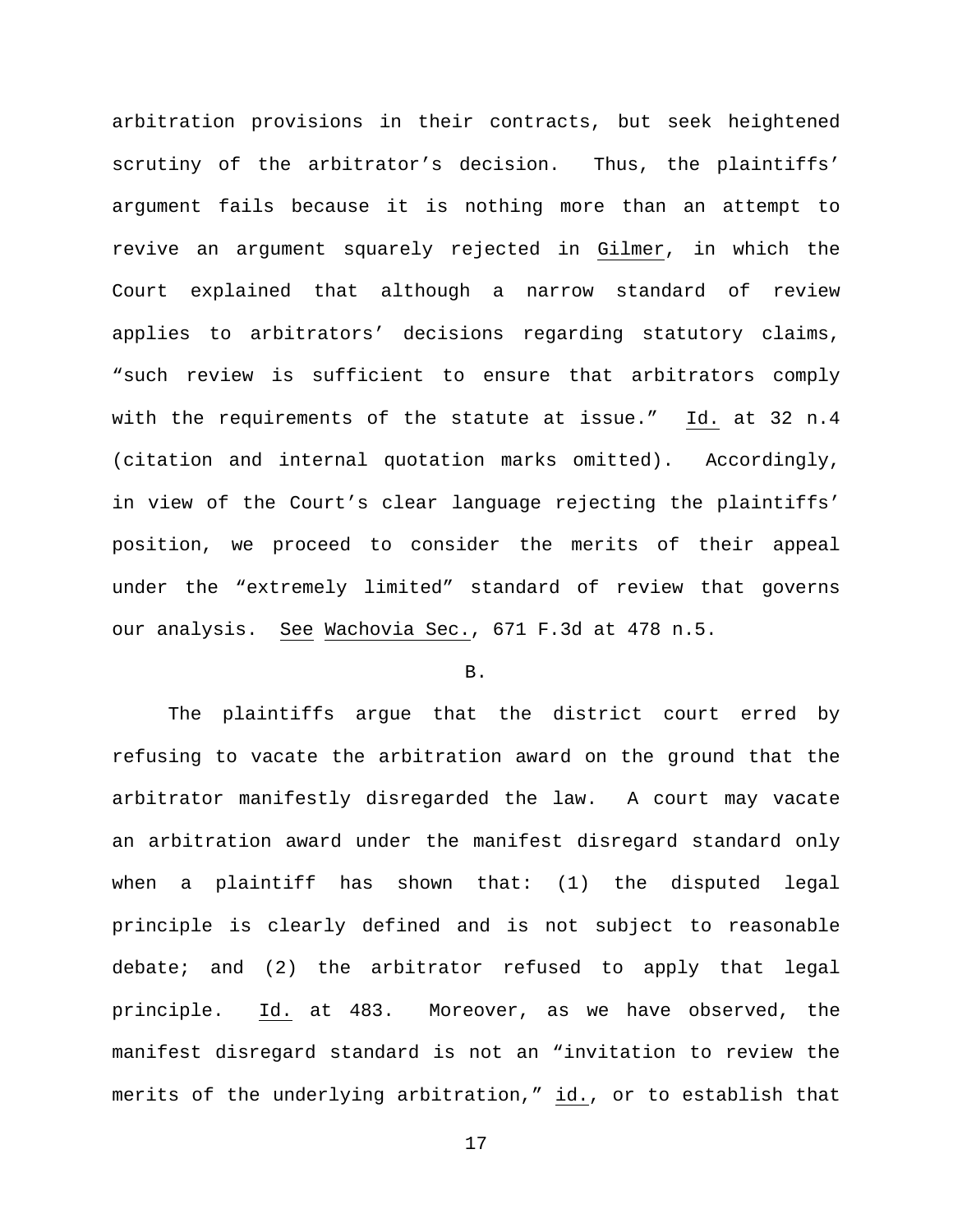arbitration provisions in their contracts, but seek heightened scrutiny of the arbitrator's decision. Thus, the plaintiffs' argument fails because it is nothing more than an attempt to revive an argument squarely rejected in Gilmer, in which the Court explained that although a narrow standard of review applies to arbitrators' decisions regarding statutory claims, "such review is sufficient to ensure that arbitrators comply with the requirements of the statute at issue." Id. at 32 n.4 (citation and internal quotation marks omitted). Accordingly, in view of the Court's clear language rejecting the plaintiffs' position, we proceed to consider the merits of their appeal under the "extremely limited" standard of review that governs our analysis. See Wachovia Sec., 671 F.3d at 478 n.5.

B.

The plaintiffs argue that the district court erred by refusing to vacate the arbitration award on the ground that the arbitrator manifestly disregarded the law. A court may vacate an arbitration award under the manifest disregard standard only when a plaintiff has shown that: (1) the disputed legal principle is clearly defined and is not subject to reasonable debate; and (2) the arbitrator refused to apply that legal principle. Id. at 483. Moreover, as we have observed, the manifest disregard standard is not an "invitation to review the merits of the underlying arbitration," id., or to establish that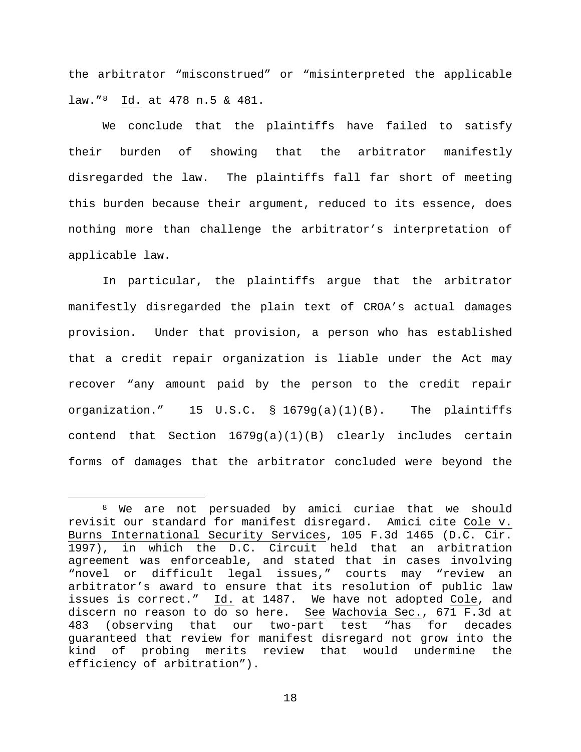the arbitrator "misconstrued" or "misinterpreted the applicable law."[8] Id. at 478 n.5 & 481.

We conclude that the plaintiffs have failed to satisfy their burden of showing that the arbitrator manifestly disregarded the law. The plaintiffs fall far short of meeting this burden because their argument, reduced to its essence, does nothing more than challenge the arbitrator's interpretation of applicable law.

In particular, the plaintiffs argue that the arbitrator manifestly disregarded the plain text of CROA's actual damages provision. Under that provision, a person who has established that a credit repair organization is liable under the Act may recover "any amount paid by the person to the credit repair organization." 15 U.S.C. § 1679g(a)(1)(B). The plaintiffs contend that Section 1679g(a)(1)(B) clearly includes certain forms of damages that the arbitrator concluded were beyond the

---

[8] We are not persuaded by amici curiae that we should revisit our standard for manifest disregard. Amici cite Cole v. Burns International Security Services, 105 F.3d 1465 (D.C. Cir. 1997), in which the D.C. Circuit held that an arbitration agreement was enforceable, and stated that in cases involving "novel or difficult legal issues," courts may "review an arbitrator's award to ensure that its resolution of public law issues is correct." Id. at 1487. We have not adopted Cole, and discern no reason to do so here. See Wachovia Sec., 671 F.3d at 483 (observing that our two-part test "has for decades guaranteed that review for manifest disregard not grow into the kind of probing merits review that would undermine the efficiency of arbitration").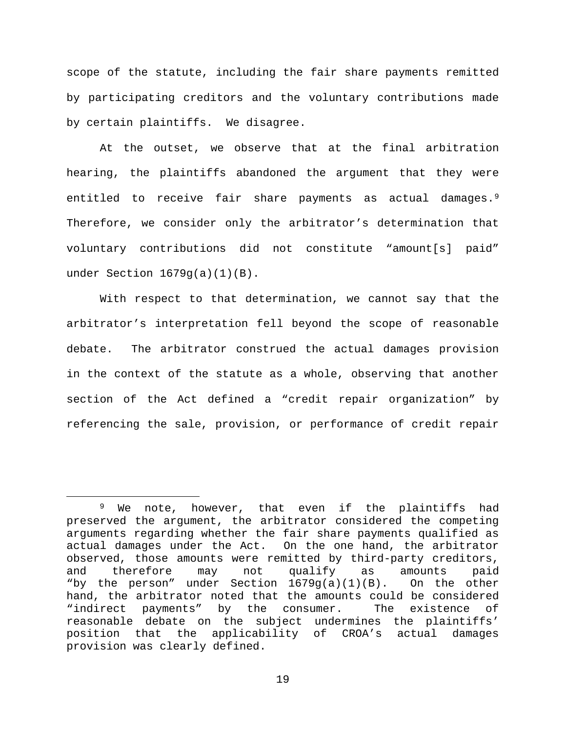scope of the statute, including the fair share payments remitted by participating creditors and the voluntary contributions made by certain plaintiffs. We disagree.

At the outset, we observe that at the final arbitration hearing, the plaintiffs abandoned the argument that they were entitled to receive fair share payments as actual damages.[9] Therefore, we consider only the arbitrator's determination that voluntary contributions did not constitute "amount[s] paid" under Section 1679g(a)(1)(B).

With respect to that determination, we cannot say that the arbitrator's interpretation fell beyond the scope of reasonable debate. The arbitrator construed the actual damages provision in the context of the statute as a whole, observing that another section of the Act defined a "credit repair organization" by referencing the sale, provision, or performance of credit repair

---

[9] We note, however, that even if the plaintiffs had preserved the argument, the arbitrator considered the competing arguments regarding whether the fair share payments qualified as actual damages under the Act. On the one hand, the arbitrator observed, those amounts were remitted by third-party creditors, and therefore may not qualify as amounts paid "by the person" under Section 1679g(a)(1)(B). On the other hand, the arbitrator noted that the amounts could be considered "indirect payments" by the consumer. The existence of reasonable debate on the subject undermines the plaintiffs' position that the applicability of CROA's actual damages provision was clearly defined.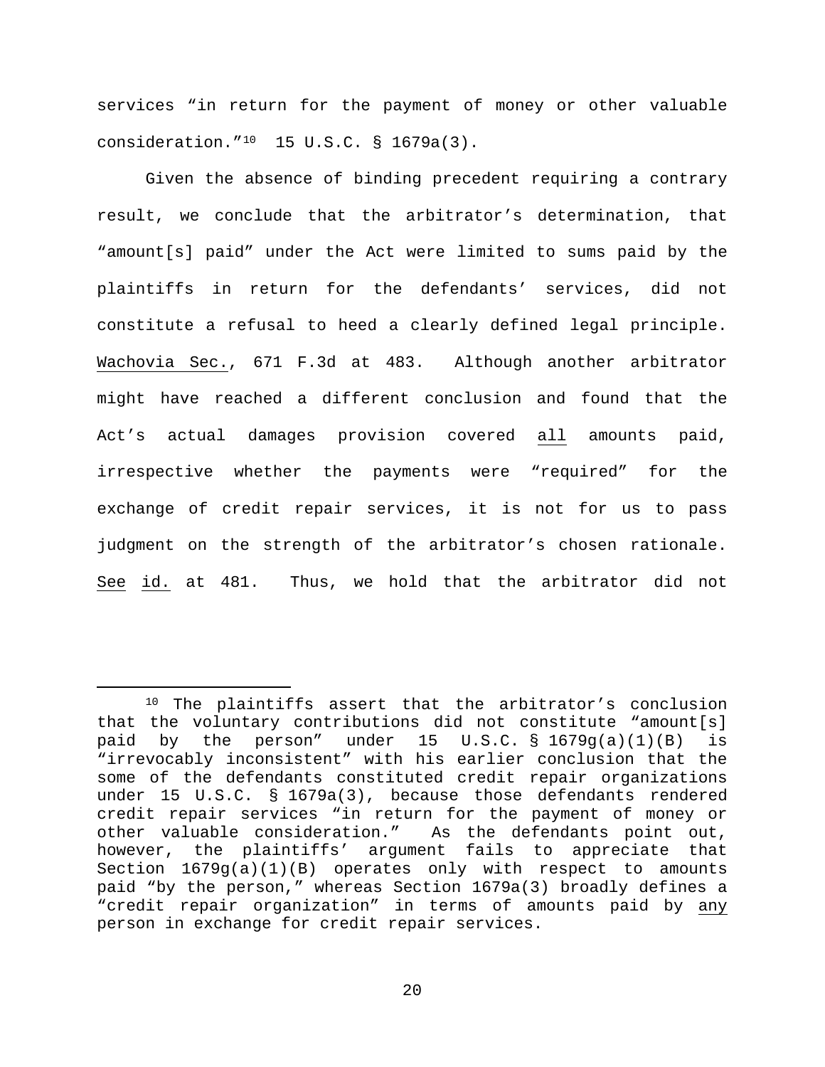services “in return for the payment of money or other valuable consideration.”[10] 15 U.S.C. § 1679a(3).

Given the absence of binding precedent requiring a contrary result, we conclude that the arbitrator’s determination, that “amount[s] paid” under the Act were limited to sums paid by the plaintiffs in return for the defendants’ services, did not constitute a refusal to heed a clearly defined legal principle. Wachovia Sec., 671 F.3d at 483. Although another arbitrator might have reached a different conclusion and found that the Act’s actual damages provision covered all amounts paid, irrespective whether the payments were “required” for the exchange of credit repair services, it is not for us to pass judgment on the strength of the arbitrator’s chosen rationale. See id. at 481. Thus, we hold that the arbitrator did not

[10] The plaintiffs assert that the arbitrator’s conclusion that the voluntary contributions did not constitute “amount[s] paid by the person” under 15 U.S.C. § 1679g(a)(1)(B) is “irrevocably inconsistent” with his earlier conclusion that the some of the defendants constituted credit repair organizations under 15 U.S.C. § 1679a(3), because those defendants rendered credit repair services “in return for the payment of money or other valuable consideration.” As the defendants point out, however, the plaintiffs’ argument fails to appreciate that Section 1679g(a)(1)(B) operates only with respect to amounts paid “by the person,” whereas Section 1679a(3) broadly defines a “credit repair organization” in terms of amounts paid by any person in exchange for credit repair services.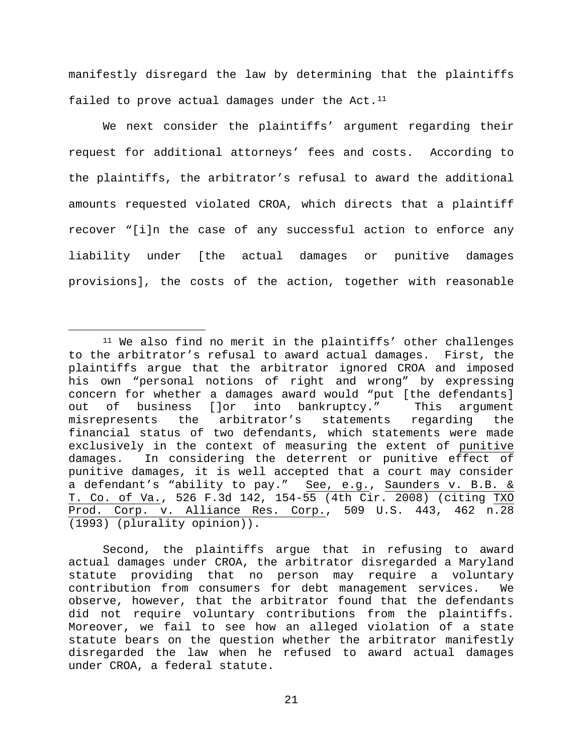manifestly disregard the law by determining that the plaintiffs failed to prove actual damages under the Act.[11]

We next consider the plaintiffs' argument regarding their request for additional attorneys' fees and costs. According to the plaintiffs, the arbitrator's refusal to award the additional amounts requested violated CROA, which directs that a plaintiff recover "[i]n the case of any successful action to enforce any liability under [the actual damages or punitive damages provisions], the costs of the action, together with reasonable

---

[11] We also find no merit in the plaintiffs' other challenges to the arbitrator's refusal to award actual damages. First, the plaintiffs argue that the arbitrator ignored CROA and imposed his own "personal notions of right and wrong" by expressing concern for whether a damages award would "put [the defendants] out of business []or into bankruptcy." This argument misrepresents the arbitrator's statements regarding the financial status of two defendants, which statements were made exclusively in the context of measuring the extent of <u>punitive</u> damages. In considering the deterrent or punitive effect of punitive damages, it is well accepted that a court may consider a defendant's "ability to pay." <u>See, e.g.</u>, <u>Saunders v. B.B. & T. Co. of Va.</u>, 526 F.3d 142, 154-55 (4th Cir. 2008) (citing <u>TXO Prod. Corp. v. Alliance Res. Corp.</u>, 509 U.S. 443, 462 n.28 (1993) (plurality opinion)).

Second, the plaintiffs argue that in refusing to award actual damages under CROA, the arbitrator disregarded a Maryland statute providing that no person may require a voluntary contribution from consumers for debt management services. We observe, however, that the arbitrator found that the defendants did not require voluntary contributions from the plaintiffs. Moreover, we fail to see how an alleged violation of a state statute bears on the question whether the arbitrator manifestly disregarded the law when he refused to award actual damages under CROA, a federal statute.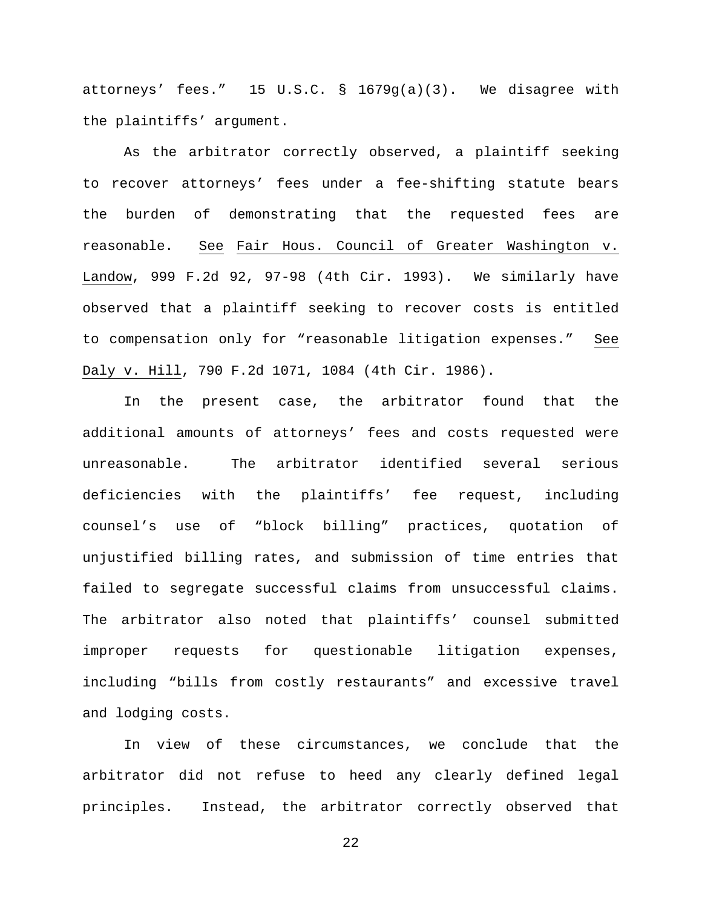attorneys' fees." 15 U.S.C. § 1679g(a)(3). We disagree with the plaintiffs' argument.

As the arbitrator correctly observed, a plaintiff seeking to recover attorneys' fees under a fee-shifting statute bears the burden of demonstrating that the requested fees are reasonable. See Fair Hous. Council of Greater Washington v. Landow, 999 F.2d 92, 97-98 (4th Cir. 1993). We similarly have observed that a plaintiff seeking to recover costs is entitled to compensation only for "reasonable litigation expenses." See Daly v. Hill, 790 F.2d 1071, 1084 (4th Cir. 1986).

In the present case, the arbitrator found that the additional amounts of attorneys' fees and costs requested were unreasonable. The arbitrator identified several serious deficiencies with the plaintiffs' fee request, including counsel's use of "block billing" practices, quotation of unjustified billing rates, and submission of time entries that failed to segregate successful claims from unsuccessful claims. The arbitrator also noted that plaintiffs' counsel submitted improper requests for questionable litigation expenses, including "bills from costly restaurants" and excessive travel and lodging costs.

In view of these circumstances, we conclude that the arbitrator did not refuse to heed any clearly defined legal principles. Instead, the arbitrator correctly observed that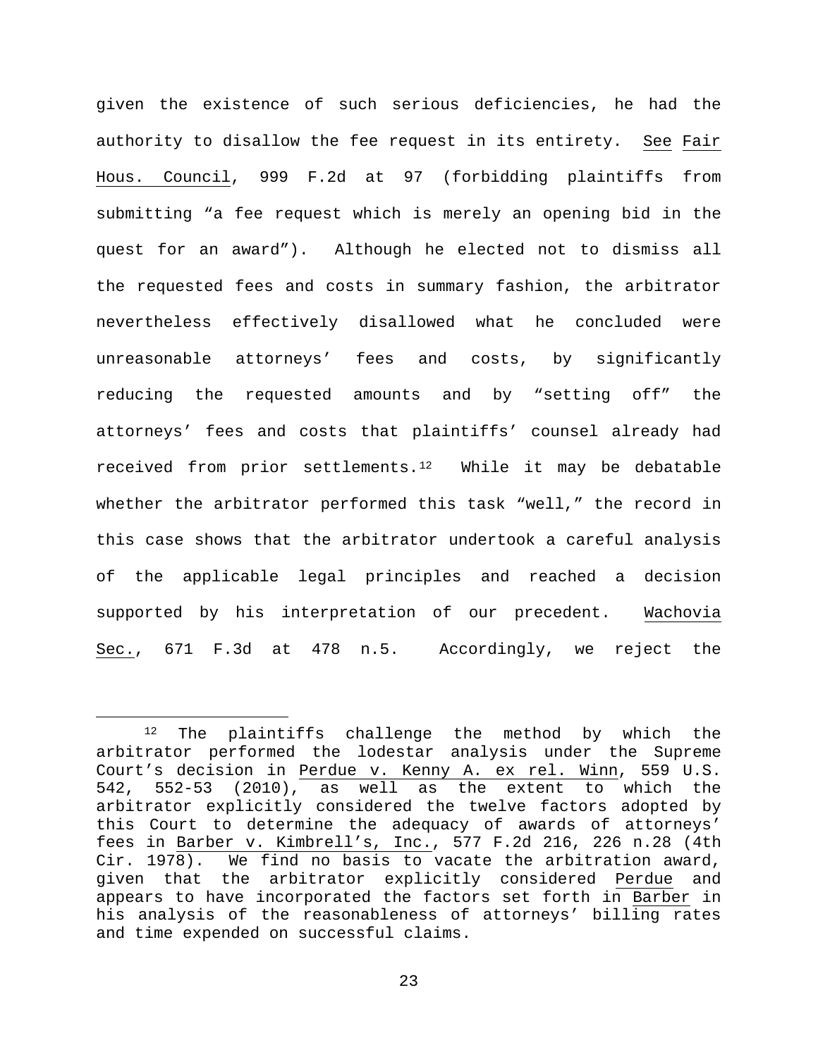given the existence of such serious deficiencies, he had the authority to disallow the fee request in its entirety. See Fair Hous. Council, 999 F.2d at 97 (forbidding plaintiffs from submitting "a fee request which is merely an opening bid in the quest for an award"). Although he elected not to dismiss all the requested fees and costs in summary fashion, the arbitrator nevertheless effectively disallowed what he concluded were unreasonable attorneys' fees and costs, by significantly reducing the requested amounts and by "setting off" the attorneys' fees and costs that plaintiffs' counsel already had received from prior settlements.[12] While it may be debatable whether the arbitrator performed this task "well," the record in this case shows that the arbitrator undertook a careful analysis of the applicable legal principles and reached a decision supported by his interpretation of our precedent. Wachovia Sec., 671 F.3d at 478 n.5. Accordingly, we reject the

---

[12] The plaintiffs challenge the method by which the arbitrator performed the lodestar analysis under the Supreme Court's decision in Perdue v. Kenny A. ex rel. Winn, 559 U.S. 542, 552-53 (2010), as well as the extent to which the arbitrator explicitly considered the twelve factors adopted by this Court to determine the adequacy of awards of attorneys' fees in Barber v. Kimbrell's, Inc., 577 F.2d 216, 226 n.28 (4th Cir. 1978). We find no basis to vacate the arbitration award, given that the arbitrator explicitly considered Perdue and appears to have incorporated the factors set forth in Barber in his analysis of the reasonableness of attorneys' billing rates and time expended on successful claims.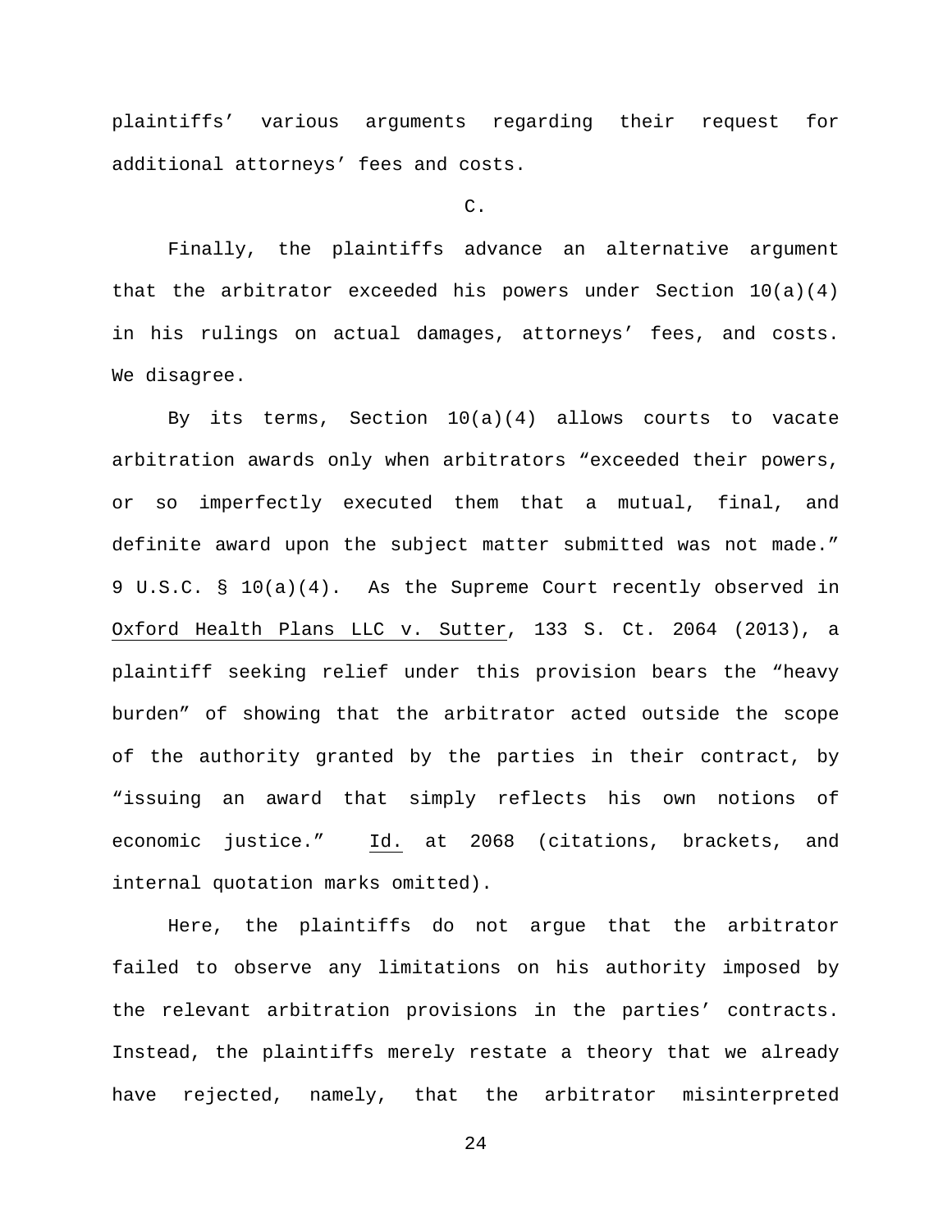plaintiffs' various arguments regarding their request for additional attorneys' fees and costs.

C.

Finally, the plaintiffs advance an alternative argument that the arbitrator exceeded his powers under Section 10(a)(4) in his rulings on actual damages, attorneys' fees, and costs. We disagree.

By its terms, Section 10(a)(4) allows courts to vacate arbitration awards only when arbitrators "exceeded their powers, or so imperfectly executed them that a mutual, final, and definite award upon the subject matter submitted was not made." 9 U.S.C. § 10(a)(4). As the Supreme Court recently observed in Oxford Health Plans LLC v. Sutter, 133 S. Ct. 2064 (2013), a plaintiff seeking relief under this provision bears the "heavy burden" of showing that the arbitrator acted outside the scope of the authority granted by the parties in their contract, by "issuing an award that simply reflects his own notions of economic justice." Id. at 2068 (citations, brackets, and internal quotation marks omitted).

Here, the plaintiffs do not argue that the arbitrator failed to observe any limitations on his authority imposed by the relevant arbitration provisions in the parties' contracts. Instead, the plaintiffs merely restate a theory that we already have rejected, namely, that the arbitrator misinterpreted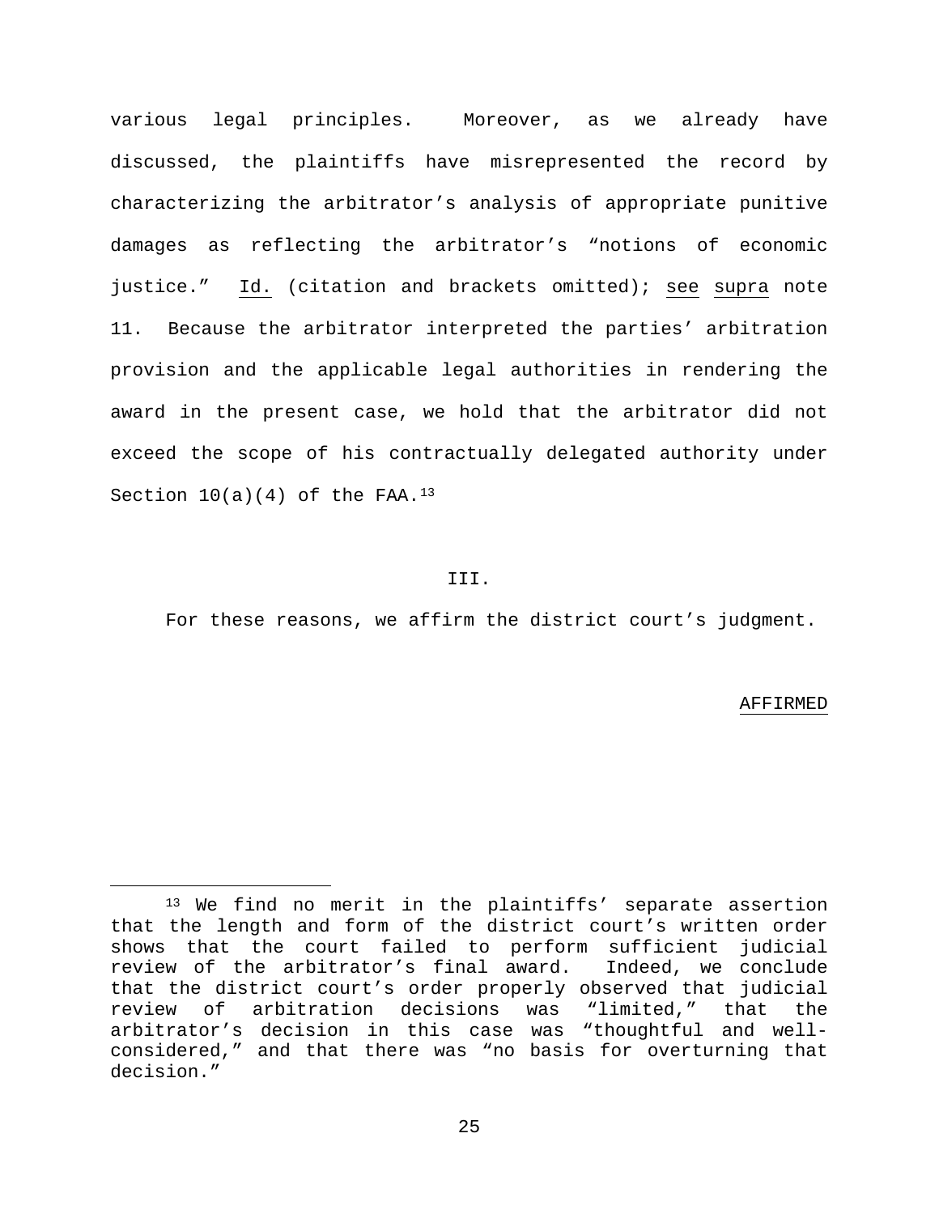various legal principles. Moreover, as we already have discussed, the plaintiffs have misrepresented the record by characterizing the arbitrator's analysis of appropriate punitive damages as reflecting the arbitrator's "notions of economic justice." Id. (citation and brackets omitted); see supra note 11. Because the arbitrator interpreted the parties' arbitration provision and the applicable legal authorities in rendering the award in the present case, we hold that the arbitrator did not exceed the scope of his contractually delegated authority under Section 10(a)(4) of the FAA.[13]

III.

For these reasons, we affirm the district court's judgment.

AFFIRMED

---

[13] We find no merit in the plaintiffs' separate assertion that the length and form of the district court's written order shows that the court failed to perform sufficient judicial review of the arbitrator's final award. Indeed, we conclude that the district court's order properly observed that judicial review of arbitration decisions was "limited," that the arbitrator's decision in this case was "thoughtful and well-considered," and that there was "no basis for overturning that decision."